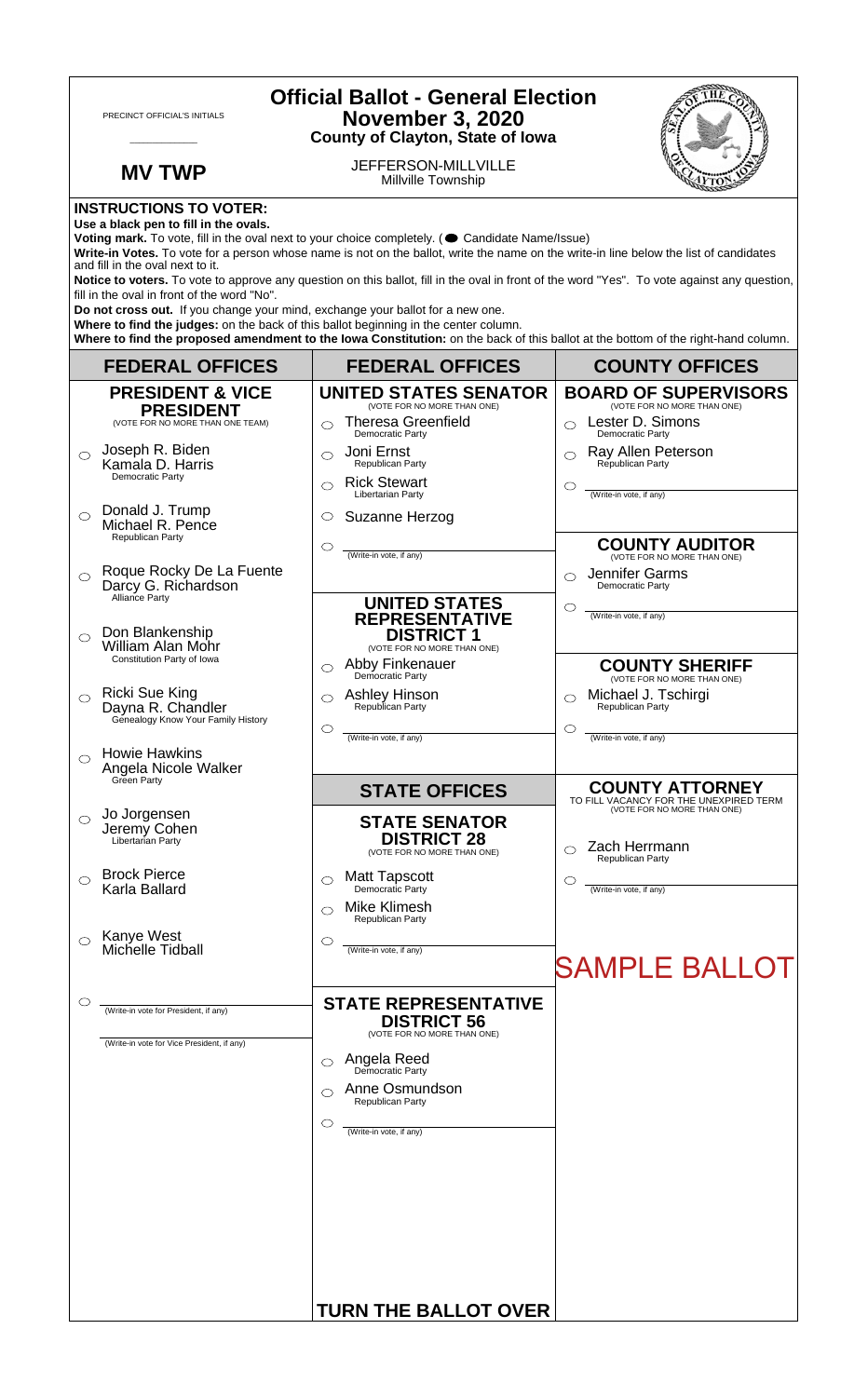PRECINCT OFFICIAL'S INITIALS

___________

**MV TWP**

# Official Ballot - General Election
## November 3, 2020
### County of Clayton, State of Iowa

JEFFERSON-MILLVILLE
Millville Township

**INSTRUCTIONS TO VOTER:**

**Use a black pen to fill in the ovals.**

**Voting mark.** To vote, fill in the oval next to your choice completely. (● Candidate Name/Issue)

**Write-in Votes.** To vote for a person whose name is not on the ballot, write the name on the write-in line below the list of candidates and fill in the oval next to it.

**Notice to voters.** To vote to approve any question on this ballot, fill in the oval in front of the word "Yes". To vote against any question, fill in the oval in front of the word "No".

**Do not cross out.** If you change your mind, exchange your ballot for a new one.

**Where to find the judges:** on the back of this ballot beginning in the center column.

**Where to find the proposed amendment to the Iowa Constitution:** on the back of this ballot at the bottom of the right-hand column.

## FEDERAL OFFICES

### PRESIDENT & VICE PRESIDENT
(VOTE FOR NO MORE THAN ONE TEAM)

- ○ Joseph R. Biden / Kamala D. Harris — Democratic Party
- ○ Donald J. Trump / Michael R. Pence — Republican Party
- ○ Roque Rocky De La Fuente / Darcy G. Richardson — Alliance Party
- ○ Don Blankenship / William Alan Mohr — Constitution Party of Iowa
- ○ Ricki Sue King / Dayna R. Chandler — Genealogy Know Your Family History
- ○ Howie Hawkins / Angela Nicole Walker — Green Party
- ○ Jo Jorgensen / Jeremy Cohen — Libertarian Party
- ○ Brock Pierce / Karla Ballard
- ○ Kanye West / Michelle Tidball
- ○ ____________ (Write-in vote for President, if any)
  ____________ (Write-in vote for Vice President, if any)

## FEDERAL OFFICES

### UNITED STATES SENATOR
(VOTE FOR NO MORE THAN ONE)

- ○ Theresa Greenfield — Democratic Party
- ○ Joni Ernst — Republican Party
- ○ Rick Stewart — Libertarian Party
- ○ Suzanne Herzog
- ○ ____________ (Write-in vote, if any)

### UNITED STATES REPRESENTATIVE DISTRICT 1
(VOTE FOR NO MORE THAN ONE)

- ○ Abby Finkenauer — Democratic Party
- ○ Ashley Hinson — Republican Party
- ○ ____________ (Write-in vote, if any)

## STATE OFFICES

### STATE SENATOR DISTRICT 28
(VOTE FOR NO MORE THAN ONE)

- ○ Matt Tapscott — Democratic Party
- ○ Mike Klimesh — Republican Party
- ○ ____________ (Write-in vote, if any)

### STATE REPRESENTATIVE DISTRICT 56
(VOTE FOR NO MORE THAN ONE)

- ○ Angela Reed — Democratic Party
- ○ Anne Osmundson — Republican Party
- ○ ____________ (Write-in vote, if any)

**TURN THE BALLOT OVER**

## COUNTY OFFICES

### BOARD OF SUPERVISORS
(VOTE FOR NO MORE THAN ONE)

- ○ Lester D. Simons — Democratic Party
- ○ Ray Allen Peterson — Republican Party
- ○ ____________ (Write-in vote, if any)

### COUNTY AUDITOR
(VOTE FOR NO MORE THAN ONE)

- ○ Jennifer Garms — Democratic Party
- ○ ____________ (Write-in vote, if any)

### COUNTY SHERIFF
(VOTE FOR NO MORE THAN ONE)

- ○ Michael J. Tschirgi — Republican Party
- ○ ____________ (Write-in vote, if any)

### COUNTY ATTORNEY
TO FILL VACANCY FOR THE UNEXPIRED TERM
(VOTE FOR NO MORE THAN ONE)

- ○ Zach Herrmann — Republican Party
- ○ ____________ (Write-in vote, if any)

SAMPLE BALLOT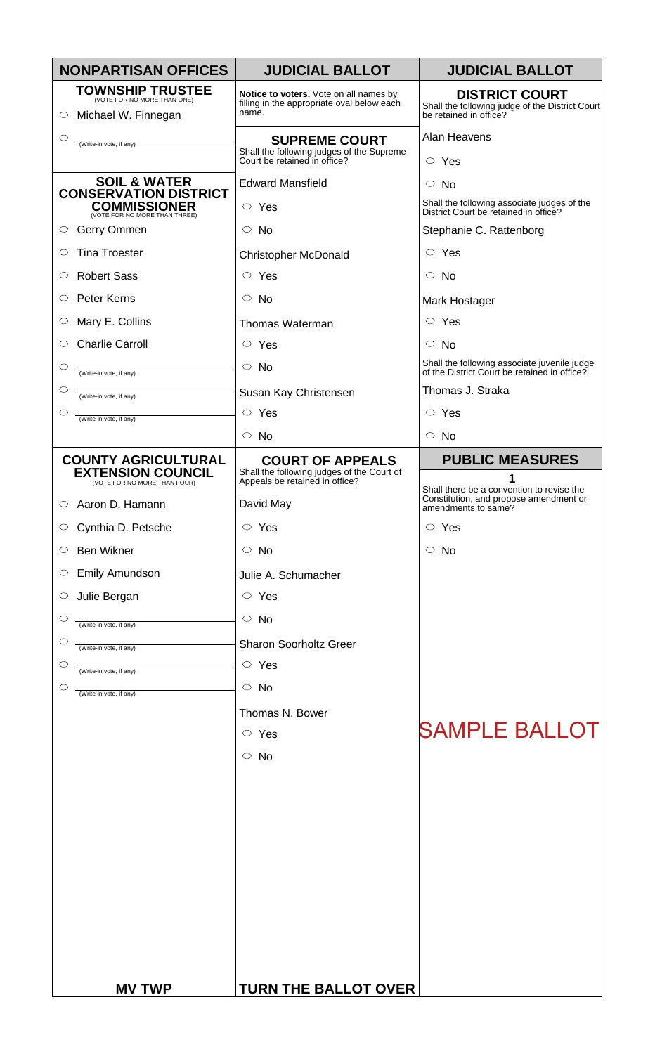## NONPARTISAN OFFICES

### TOWNSHIP TRUSTEE
(VOTE FOR NO MORE THAN ONE)

- ○ Michael W. Finnegan
- ○ ________ (Write-in vote, if any)

### SOIL & WATER CONSERVATION DISTRICT COMMISSIONER
(VOTE FOR NO MORE THAN THREE)

- ○ Gerry Ommen
- ○ Tina Troester
- ○ Robert Sass
- ○ Peter Kerns
- ○ Mary E. Collins
- ○ Charlie Carroll
- ○ ________ (Write-in vote, if any)
- ○ ________ (Write-in vote, if any)
- ○ ________ (Write-in vote, if any)

### COUNTY AGRICULTURAL EXTENSION COUNCIL
(VOTE FOR NO MORE THAN FOUR)

- ○ Aaron D. Hamann
- ○ Cynthia D. Petsche
- ○ Ben Wikner
- ○ Emily Amundson
- ○ Julie Bergan
- ○ ________ (Write-in vote, if any)
- ○ ________ (Write-in vote, if any)
- ○ ________ (Write-in vote, if any)
- ○ ________ (Write-in vote, if any)

MV TWP

## JUDICIAL BALLOT

**Notice to voters.** Vote on all names by filling in the appropriate oval below each name.

### SUPREME COURT
Shall the following judges of the Supreme Court be retained in office?

Edward Mansfield
- ○ Yes
- ○ No

Christopher McDonald
- ○ Yes
- ○ No

Thomas Waterman
- ○ Yes
- ○ No

Susan Kay Christensen
- ○ Yes
- ○ No

### COURT OF APPEALS
Shall the following judges of the Court of Appeals be retained in office?

David May
- ○ Yes
- ○ No

Julie A. Schumacher
- ○ Yes
- ○ No

Sharon Soorholtz Greer
- ○ Yes
- ○ No

Thomas N. Bower
- ○ Yes
- ○ No

TURN THE BALLOT OVER

## JUDICIAL BALLOT

### DISTRICT COURT
Shall the following judge of the District Court be retained in office?

Alan Heavens
- ○ Yes
- ○ No

Shall the following associate judges of the District Court be retained in office?

Stephanie C. Rattenborg
- ○ Yes
- ○ No

Mark Hostager
- ○ Yes
- ○ No

Shall the following associate juvenile judge of the District Court be retained in office?

Thomas J. Straka
- ○ Yes
- ○ No

## PUBLIC MEASURES

**1**

Shall there be a convention to revise the Constitution, and propose amendment or amendments to same?

- ○ Yes
- ○ No

SAMPLE BALLOT